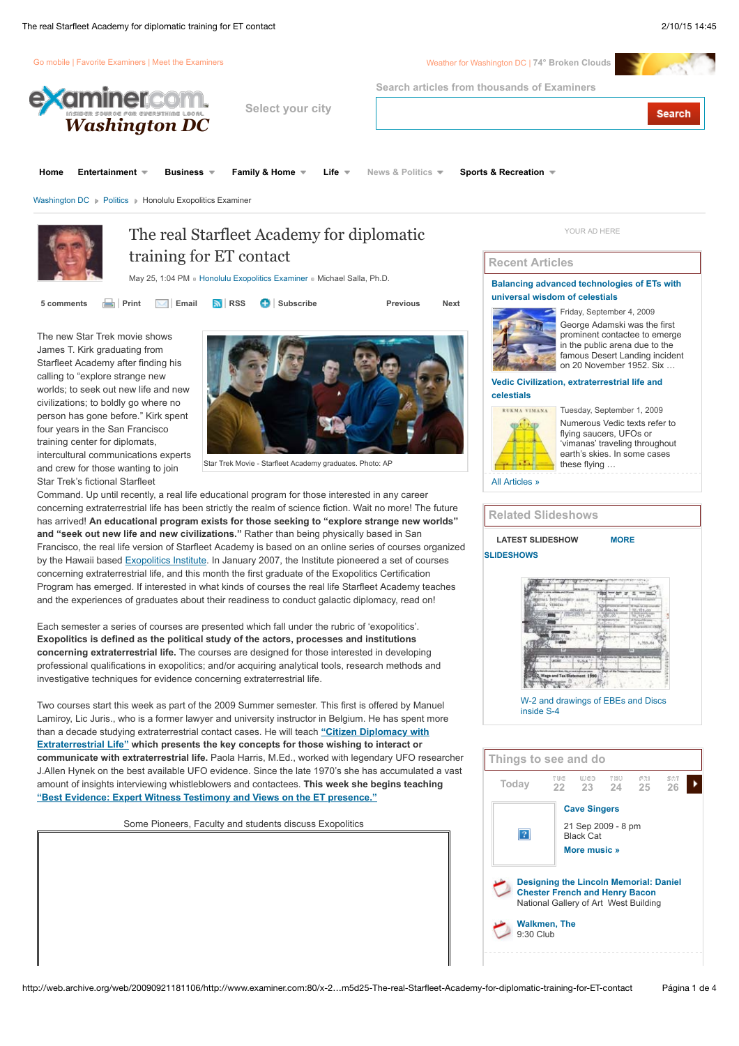# The real Starfleet Academy for diplomatic training for ET contact

May 25, 1:04 PM · Honolulu Exopolitics Examiner · Michael Salla, Ph.D.

The new Star Trek movie shows James T. Kirk graduating from Starfleet Academy after finding his calling to "explore strange new worlds; to seek out new life and new civilizations; to boldly go where no person has gone before." Kirk spent four years in the San Francisco training center for diplomats, intercultural communications experts and crew for those wanting to join Star Trek's fictional Starfleet Command. Up until recently, a real life educational program for those interested in any career concerning extraterrestrial life has been strictly the realm of science fiction. Wait no more! The future has arrived! **An educational program exists for those seeking to "explore strange new worlds" and "seek out new life and new civilizations."** Rather than being physically based in San Francisco, the real life version of Starfleet Academy is based on an online series of courses organized by the Hawaii based Exopolitics Institute. In January 2007, the Institute pioneered a set of courses concerning extraterrestrial life, and this month the first graduate of the Exopolitics Certification Program has emerged. If interested in what kinds of courses the real life Starfleet Academy teaches and the experiences of graduates about their readiness to conduct galactic diplomacy, read on!

Star Trek Movie - Starfleet Academy graduates. Photo: AP

Each semester a series of courses are presented which fall under the rubric of 'exopolitics'. **Exopolitics is defined as the political study of the actors, processes and institutions concerning extraterrestrial life.** The courses are designed for those interested in developing professional qualifications in exopolitics; and/or acquiring analytical tools, research methods and investigative techniques for evidence concerning extraterrestrial life.

Two courses start this week as part of the 2009 Summer semester. This first is offered by Manuel Lamiroy, Lic Juris., who is a former lawyer and university instructor in Belgium. He has spent more than a decade studying extraterrestrial contact cases. He will teach **"Citizen Diplomacy with Extraterrestrial Life" which presents the key concepts for those wishing to interact or communicate with extraterrestrial life.** Paola Harris, M.Ed., worked with legendary UFO researcher J.Allen Hynek on the best available UFO evidence. Since the late 1970's she has accumulated a vast amount of insights interviewing whistleblowers and contactees. **This week she begins teaching "Best Evidence: Expert Witness Testimony and Views on the ET presence."**

Some Pioneers, Faculty and students discuss Exopolitics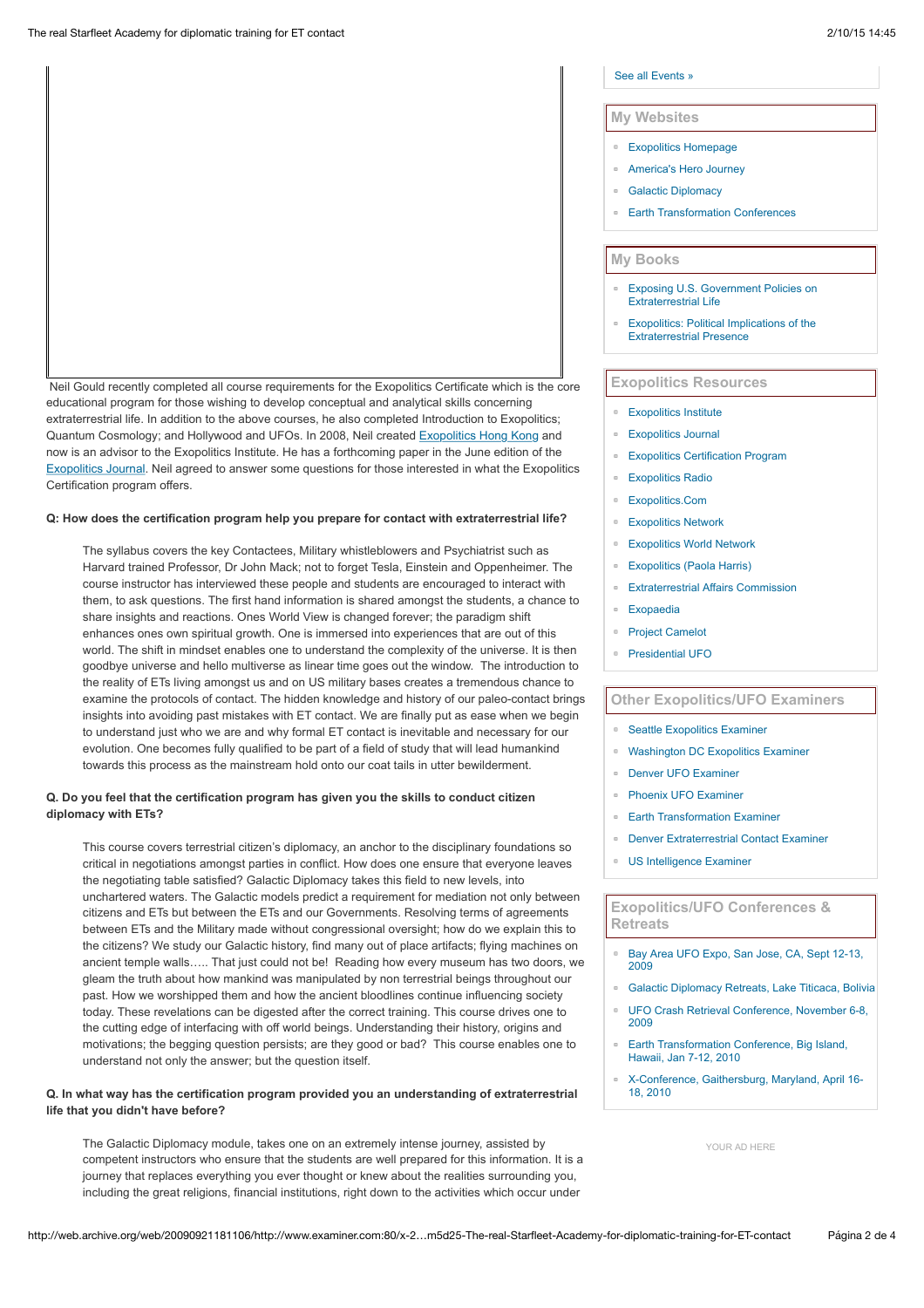Neil Gould recently completed all course requirements for the Exopolitics Certificate which is the core educational program for those wishing to develop conceptual and analytical skills concerning extraterrestrial life. In addition to the above courses, he also completed Introduction to Exopolitics; Quantum Cosmology; and Hollywood and UFOs. In 2008, Neil created Exopolitics Hong Kong and now is an advisor to the Exopolitics Institute. He has a forthcoming paper in the June edition of the Exopolitics Journal. Neil agreed to answer some questions for those interested in what the Exopolitics Certification program offers.

**Q: How does the certification program help you prepare for contact with extraterrestrial life?**

> The syllabus covers the key Contactees, Military whistleblowers and Psychiatrist such as Harvard trained Professor, Dr John Mack; not to forget Tesla, Einstein and Oppenheimer. The course instructor has interviewed these people and students are encouraged to interact with them, to ask questions. The first hand information is shared amongst the students, a chance to share insights and reactions. Ones World View is changed forever; the paradigm shift enhances ones own spiritual growth. One is immersed into experiences that are out of this world. The shift in mindset enables one to understand the complexity of the universe. It is then goodbye universe and hello multiverse as linear time goes out the window. The introduction to the reality of ETs living amongst us and on US military bases creates a tremendous chance to examine the protocols of contact. The hidden knowledge and history of our paleo-contact brings insights into avoiding past mistakes with ET contact. We are finally put as ease when we begin to understand just who we are and why formal ET contact is inevitable and necessary for our evolution. One becomes fully qualified to be part of a field of study that will lead humankind towards this process as the mainstream hold onto our coat tails in utter bewilderment.

**Q. Do you feel that the certification program has given you the skills to conduct citizen diplomacy with ETs?**

> This course covers terrestrial citizen's diplomacy, an anchor to the disciplinary foundations so critical in negotiations amongst parties in conflict. How does one ensure that everyone leaves the negotiating table satisfied? Galactic Diplomacy takes this field to new levels, into unchartered waters. The Galactic models predict a requirement for mediation not only between citizens and ETs but between the ETs and our Governments. Resolving terms of agreements between ETs and the Military made without congressional oversight; how do we explain this to the citizens? We study our Galactic history, find many out of place artifacts; flying machines on ancient temple walls….. That just could not be! Reading how every museum has two doors, we gleam the truth about how mankind was manipulated by non terrestrial beings throughout our past. How we worshipped them and how the ancient bloodlines continue influencing society today. These revelations can be digested after the correct training. This course drives one to the cutting edge of interfacing with off world beings. Understanding their history, origins and motivations; the begging question persists; are they good or bad? This course enables one to understand not only the answer; but the question itself.

**Q. In what way has the certification program provided you an understanding of extraterrestrial life that you didn't have before?**

> The Galactic Diplomacy module, takes one on an extremely intense journey, assisted by competent instructors who ensure that the students are well prepared for this information. It is a journey that replaces everything you ever thought or knew about the realities surrounding you, including the great religions, financial institutions, right down to the activities which occur under

See all Events »

## My Websites

- Exopolitics Homepage
- America's Hero Journey
- Galactic Diplomacy
- Earth Transformation Conferences

## My Books

- Exposing U.S. Government Policies on Extraterrestrial Life
- Exopolitics: Political Implications of the Extraterrestrial Presence

## Exopolitics Resources

- Exopolitics Institute
- Exopolitics Journal
- Exopolitics Certification Program
- Exopolitics Radio
- Exopolitics.Com
- Exopolitics Network
- Exopolitics World Network
- Exopolitics (Paola Harris)
- Extraterrestrial Affairs Commission
- Expopaedia
- Project Camelot
- Presidential UFO

## Other Exopolitics/UFO Examiners

- Seattle Exopolitics Examiner
- Washington DC Exopolitics Examiner
- Denver UFO Examiner
- Phoenix UFO Examiner
- Earth Transformation Examiner
- Denver Extraterrestrial Contact Examiner
- US Intelligence Examiner

## Exopolitics/UFO Conferences & Retreats

- Bay Area UFO Expo, San Jose, CA, Sept 12-13, 2009
- Galactic Diplomacy Retreats, Lake Titicaca, Bolivia
- UFO Crash Retrieval Conference, November 6-8, 2009
- Earth Transformation Conference, Big Island, Hawaii, Jan 7-12, 2010
- X-Conference, Gaithersburg, Maryland, April 16-18, 2010

YOUR AD HERE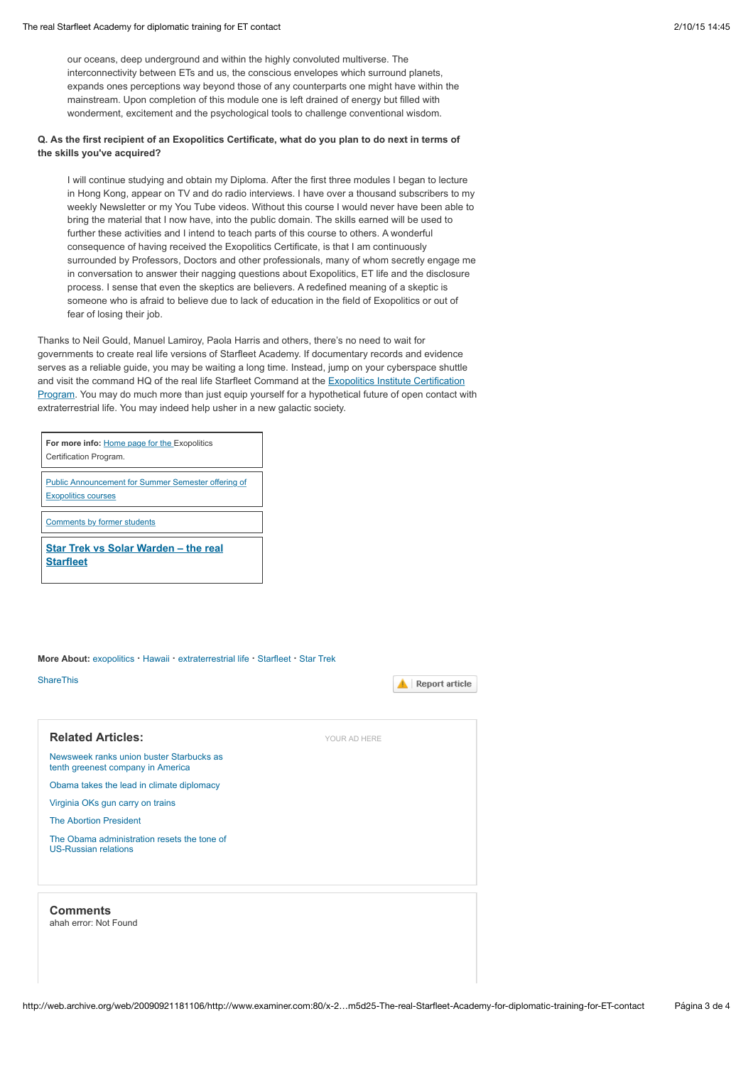our oceans, deep underground and within the highly convoluted multiverse. The interconnectivity between ETs and us, the conscious envelopes which surround planets, expands ones perceptions way beyond those of any counterparts one might have within the mainstream. Upon completion of this module one is left drained of energy but filled with wonderment, excitement and the psychological tools to challenge conventional wisdom.

**Q. As the first recipient of an Exopolitics Certificate, what do you plan to do next in terms of the skills you've acquired?**

> I will continue studying and obtain my Diploma. After the first three modules I began to lecture in Hong Kong, appear on TV and do radio interviews. I have over a thousand subscribers to my weekly Newsletter or my You Tube videos. Without this course I would never have been able to bring the material that I now have, into the public domain. The skills earned will be used to further these activities and I intend to teach parts of this course to others. A wonderful consequence of having received the Exopolitics Certificate, is that I am continuously surrounded by Professors, Doctors and other professionals, many of whom secretly engage me in conversation to answer their nagging questions about Exopolitics, ET life and the disclosure process. I sense that even the skeptics are believers. A redefined meaning of a skeptic is someone who is afraid to believe due to lack of education in the field of Exopolitics or out of fear of losing their job.

Thanks to Neil Gould, Manuel Lamiroy, Paola Harris and others, there's no need to wait for governments to create real life versions of Starfleet Academy. If documentary records and evidence serves as a reliable guide, you may be waiting a long time. Instead, jump on your cyberspace shuttle and visit the command HQ of the real life Starfleet Command at the Exopolitics Institute Certification Program. You may do much more than just equip yourself for a hypothetical future of open contact with extraterrestrial life. You may indeed help usher in a new galactic society.

**For more info:** Home page for the Exopolitics Certification Program.

Public Announcement for Summer Semester offering of Exopolitics courses

Comments by former students

**Star Trek vs Solar Warden – the real Starfleet**

**More About:** exopolitics · Hawaii · extraterrestrial life · Starfleet · Star Trek

ShareThis

Report article

## Related Articles:

- Newsweek ranks union buster Starbucks as tenth greenest company in America
- Obama takes the lead in climate diplomacy
- Virginia OKs gun carry on trains
- The Abortion President
- The Obama administration resets the tone of US-Russian relations

YOUR AD HERE

## Comments

ahah error: Not Found